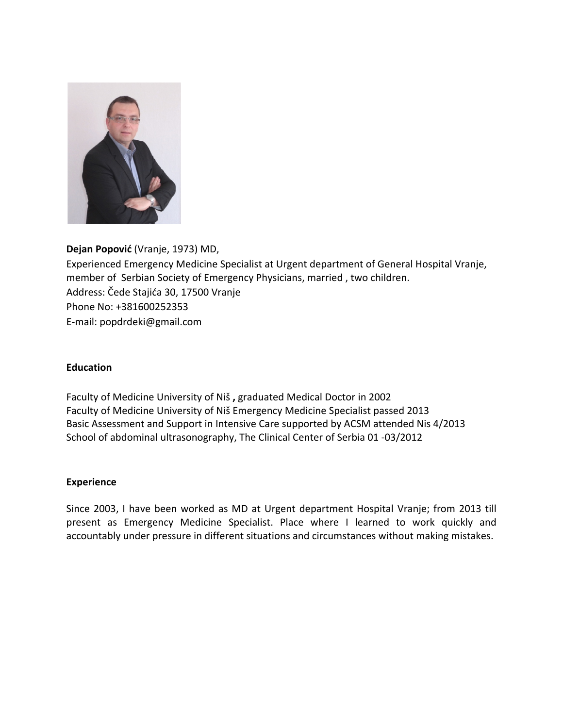**Dejan Popović** (Vranje, 1973) MD,
Experienced Emergency Medicine Specialist at Urgent department of General Hospital Vranje, member of Serbian Society of Emergency Physicians, married , two children.
Address: Čede Stajića 30, 17500 Vranje
Phone No: +381600252353
E-mail: popdrdeki@gmail.com

**Education**

Faculty of Medicine University of Niš **,** graduated Medical Doctor in 2002
Faculty of Medicine University of Niš Emergency Medicine Specialist passed 2013
Basic Assessment and Support in Intensive Care supported by ACSM attended Nis 4/2013
School of abdominal ultrasonography, The Clinical Center of Serbia 01 -03/2012

**Experience**

Since 2003, I have been worked as MD at Urgent department Hospital Vranje; from 2013 till present as Emergency Medicine Specialist. Place where I learned to work quickly and accountably under pressure in different situations and circumstances without making mistakes.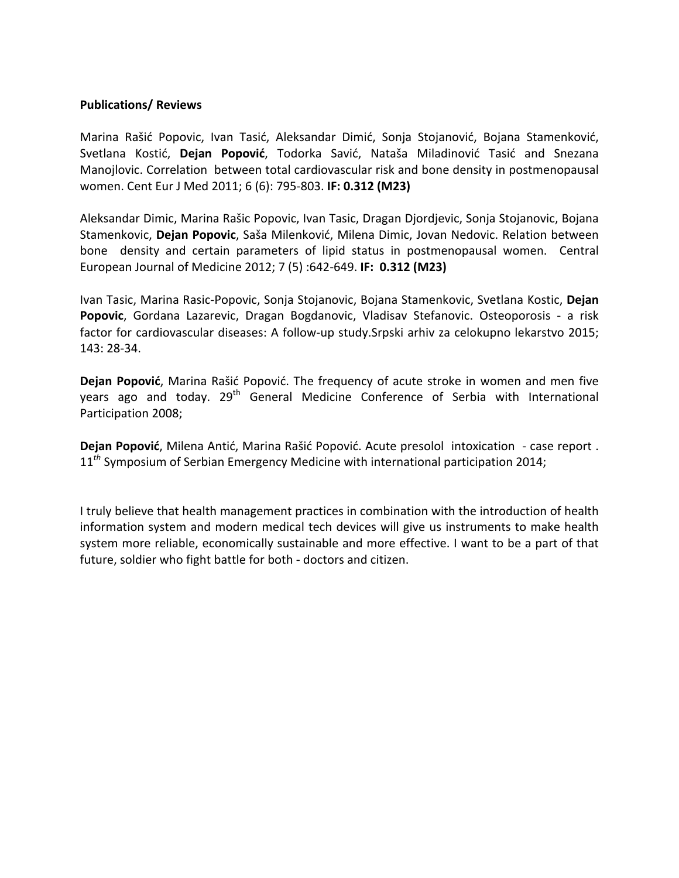**Publications/ Reviews**

Marina Rašić Popovic, Ivan Tasić, Aleksandar Dimić, Sonja Stojanović, Bojana Stamenković, Svetlana Kostić, **Dejan Popović**, Todorka Savić, Nataša Miladinović Tasić and Snezana Manojlovic. Correlation between total cardiovascular risk and bone density in postmenopausal women. Cent Eur J Med 2011; 6 (6): 795-803. **IF: 0.312 (M23)**

Aleksandar Dimic, Marina Rašic Popovic, Ivan Tasic, Dragan Djordjevic, Sonja Stojanovic, Bojana Stamenkovic, **Dejan Popovic**, Saša Milenković, Milena Dimic, Jovan Nedovic. Relation between bone density and certain parameters of lipid status in postmenopausal women. Central European Journal of Medicine 2012; 7 (5) :642-649. **IF: 0.312 (M23)**

Ivan Tasic, Marina Rasic-Popovic, Sonja Stojanovic, Bojana Stamenkovic, Svetlana Kostic, **Dejan Popovic**, Gordana Lazarevic, Dragan Bogdanovic, Vladisav Stefanovic. Osteoporosis - a risk factor for cardiovascular diseases: A follow-up study.Srpski arhiv za celokupno lekarstvo 2015; 143: 28-34.

**Dejan Popović**, Marina Rašić Popović. The frequency of acute stroke in women and men five years ago and today. 29th General Medicine Conference of Serbia with International Participation 2008;

**Dejan Popović**, Milena Antić, Marina Rašić Popović. Acute presolol intoxication - case report . 11*th* Symposium of Serbian Emergency Medicine with international participation 2014;

I truly believe that health management practices in combination with the introduction of health information system and modern medical tech devices will give us instruments to make health system more reliable, economically sustainable and more effective. I want to be a part of that future, soldier who fight battle for both - doctors and citizen.